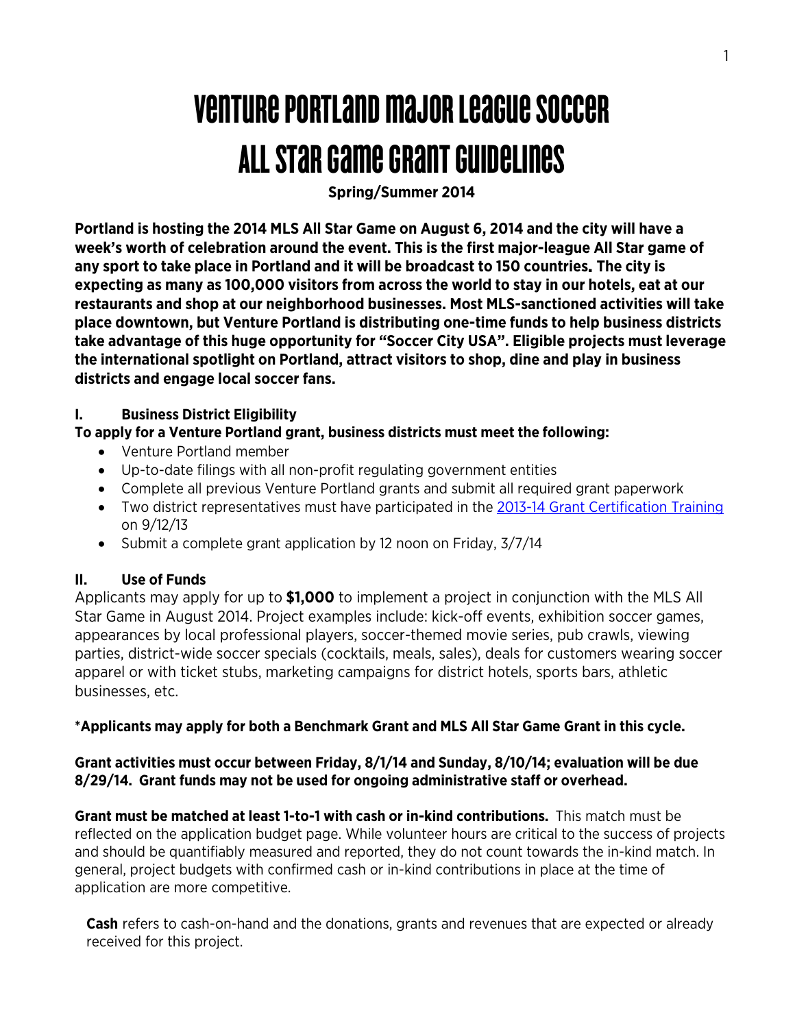# Venture Portland Major League Soccer All Star Game Grant Guidelines

**Spring/Summer 2014**

**Portland is hosting the 2014 MLS All Star Game on August 6, 2014 and the city will have a week's worth of celebration around the event. This is the first major-league All Star game of any sport to take place in Portland and it will be broadcast to 150 countries. The city is expecting as many as 100,000 visitors from across the world to stay in our hotels, eat at our restaurants and shop at our neighborhood businesses. Most MLS-sanctioned activities will take place downtown, but Venture Portland is distributing one-time funds to help business districts take advantage of this huge opportunity for "Soccer City USA". Eligible projects must leverage the international spotlight on Portland, attract visitors to shop, dine and play in business districts and engage local soccer fans.**

## I. Business District Eligibility

**To apply for a Venture Portland grant, business districts must meet the following:**

- Venture Portland member
- Up-to-date filings with all non-profit regulating government entities
- Complete all previous Venture Portland grants and submit all required grant paperwork
- Two district representatives must have participated in the 2013-14 Grant Certification Training on 9/12/13
- Submit a complete grant application by 12 noon on Friday, 3/7/14

## II. Use of Funds

Applicants may apply for up to **$1,000** to implement a project in conjunction with the MLS All Star Game in August 2014. Project examples include: kick-off events, exhibition soccer games, appearances by local professional players, soccer-themed movie series, pub crawls, viewing parties, district-wide soccer specials (cocktails, meals, sales), deals for customers wearing soccer apparel or with ticket stubs, marketing campaigns for district hotels, sports bars, athletic businesses, etc.

**\*Applicants may apply for both a Benchmark Grant and MLS All Star Game Grant in this cycle.**

**Grant activities must occur between Friday, 8/1/14 and Sunday, 8/10/14; evaluation will be due 8/29/14. Grant funds may not be used for ongoing administrative staff or overhead.**

**Grant must be matched at least 1-to-1 with cash or in-kind contributions.** This match must be reflected on the application budget page. While volunteer hours are critical to the success of projects and should be quantifiably measured and reported, they do not count towards the in-kind match. In general, project budgets with confirmed cash or in-kind contributions in place at the time of application are more competitive.

**Cash** refers to cash-on-hand and the donations, grants and revenues that are expected or already received for this project.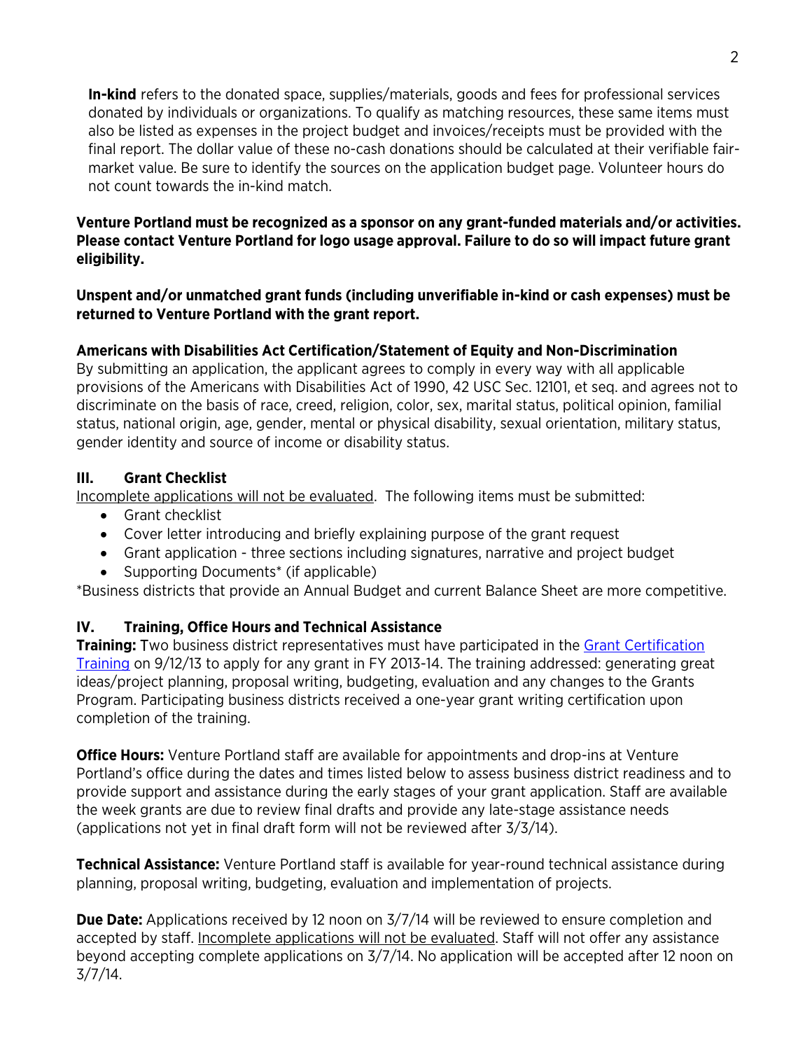**In-kind** refers to the donated space, supplies/materials, goods and fees for professional services donated by individuals or organizations. To qualify as matching resources, these same items must also be listed as expenses in the project budget and invoices/receipts must be provided with the final report. The dollar value of these no-cash donations should be calculated at their verifiable fair-market value. Be sure to identify the sources on the application budget page. Volunteer hours do not count towards the in-kind match.

**Venture Portland must be recognized as a sponsor on any grant-funded materials and/or activities. Please contact Venture Portland for logo usage approval. Failure to do so will impact future grant eligibility.**

**Unspent and/or unmatched grant funds (including unverifiable in-kind or cash expenses) must be returned to Venture Portland with the grant report.**

**Americans with Disabilities Act Certification/Statement of Equity and Non-Discrimination**
By submitting an application, the applicant agrees to comply in every way with all applicable provisions of the Americans with Disabilities Act of 1990, 42 USC Sec. 12101, et seq. and agrees not to discriminate on the basis of race, creed, religion, color, sex, marital status, political opinion, familial status, national origin, age, gender, mental or physical disability, sexual orientation, military status, gender identity and source of income or disability status.

## III. Grant Checklist

Incomplete applications will not be evaluated. The following items must be submitted:

- Grant checklist
- Cover letter introducing and briefly explaining purpose of the grant request
- Grant application - three sections including signatures, narrative and project budget
- Supporting Documents* (if applicable)

*Business districts that provide an Annual Budget and current Balance Sheet are more competitive.

## IV. Training, Office Hours and Technical Assistance

**Training:** Two business district representatives must have participated in the Grant Certification Training on 9/12/13 to apply for any grant in FY 2013-14. The training addressed: generating great ideas/project planning, proposal writing, budgeting, evaluation and any changes to the Grants Program. Participating business districts received a one-year grant writing certification upon completion of the training.

**Office Hours:** Venture Portland staff are available for appointments and drop-ins at Venture Portland's office during the dates and times listed below to assess business district readiness and to provide support and assistance during the early stages of your grant application. Staff are available the week grants are due to review final drafts and provide any late-stage assistance needs (applications not yet in final draft form will not be reviewed after 3/3/14).

**Technical Assistance:** Venture Portland staff is available for year-round technical assistance during planning, proposal writing, budgeting, evaluation and implementation of projects.

**Due Date:** Applications received by 12 noon on 3/7/14 will be reviewed to ensure completion and accepted by staff. Incomplete applications will not be evaluated. Staff will not offer any assistance beyond accepting complete applications on 3/7/14. No application will be accepted after 12 noon on 3/7/14.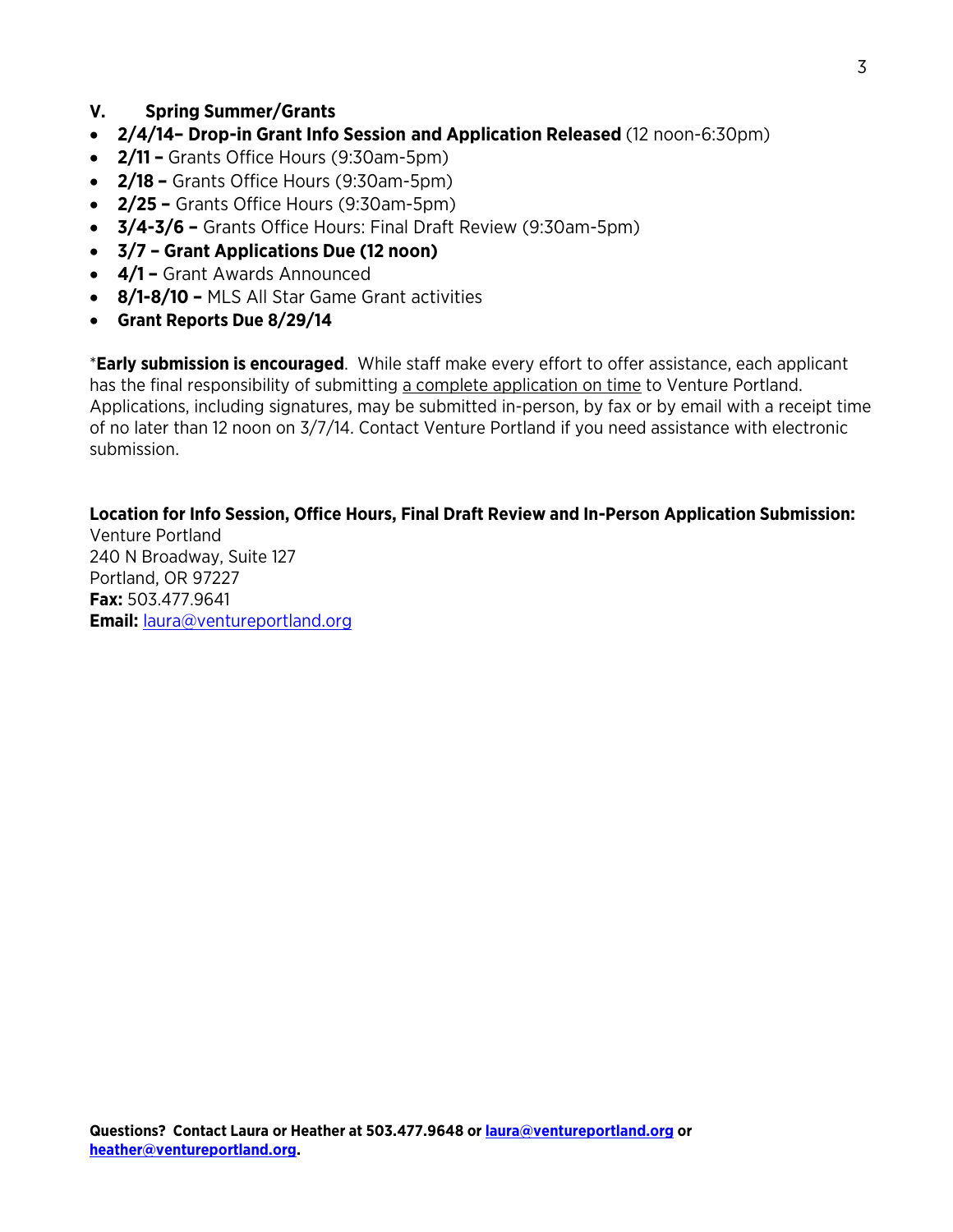## V. Spring Summer/Grants

- **2/4/14– Drop-in Grant Info Session and Application Released** (12 noon-6:30pm)
- **2/11 –** Grants Office Hours (9:30am-5pm)
- **2/18 –** Grants Office Hours (9:30am-5pm)
- **2/25 –** Grants Office Hours (9:30am-5pm)
- **3/4-3/6 –** Grants Office Hours: Final Draft Review (9:30am-5pm)
- **3/7 – Grant Applications Due (12 noon)**
- **4/1 –** Grant Awards Announced
- **8/1-8/10 –** MLS All Star Game Grant activities
- **Grant Reports Due 8/29/14**

*​**Early submission is encouraged**. While staff make every effort to offer assistance, each applicant has the final responsibility of submitting a complete application on time to Venture Portland. Applications, including signatures, may be submitted in-person, by fax or by email with a receipt time of no later than 12 noon on 3/7/14. Contact Venture Portland if you need assistance with electronic submission.

**Location for Info Session, Office Hours, Final Draft Review and In-Person Application Submission:**
Venture Portland
240 N Broadway, Suite 127
Portland, OR 97227
**Fax:** 503.477.9641
**Email:** laura@ventureportland.org

**Questions? Contact Laura or Heather at 503.477.9648 or laura@ventureportland.org or heather@ventureportland.org.**